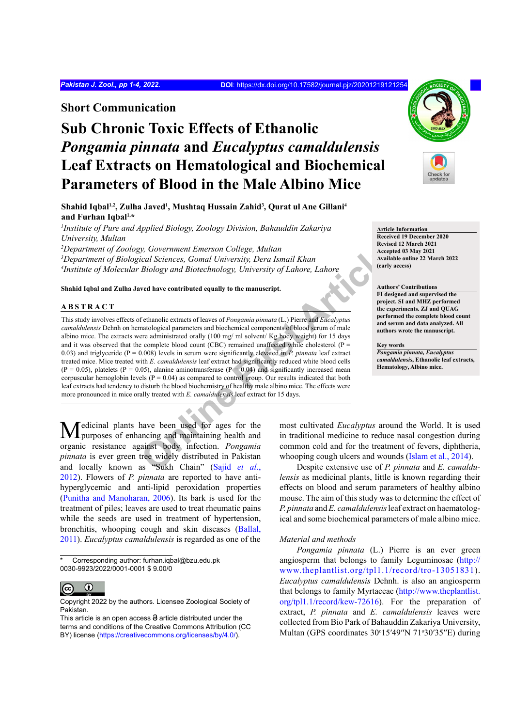Short Communication

# Sub Chronic Toxic Effects of Ethanolic *Pongamia pinnata* and *Eucalyptus camaldulensis* Leaf Extracts on Hematological and Biochemical Parameters of Blood in the Male Albino Mice

**Shahid Iqbal[1,2], Zulha Javed[1], Mushtaq Hussain Zahid[3], Qurat ul Ane Gillani[4] and Furhan Iqbal[1,*]**

*[1]Institute of Pure and Applied Biology, Zoology Division, Bahauddin Zakariya University, Multan*
*[2]Department of Zoology, Government Emerson College, Multan*
*[3]Department of Biological Sciences, Gomal University, Dera Ismail Khan*
*[4]Institute of Molecular Biology and Biotechnology, University of Lahore, Lahore*

**Shahid Iqbal and Zulha Javed have contributed equally to the manuscript.**

**Article Information**
**Received 19 December 2020**
**Revised 12 March 2021**
**Accepted 03 May 2021**
**Available online 22 March 2022 (early access)**

**Authors' Contributions**
**FI designed and supervised the project. SI and MHZ performed the experiments. ZJ and QUAG performed the complete blood count and serum and data analyzed. All authors wrote the manuscript.**

**Key words**
***Pongamia pinnata, Eucalyptus camaldulensis*, Ethanolic leaf extracts, Hematology, Albino mice.**

## ABSTRACT

This study involves effects of ethanolic extracts of leaves of *Pongamia pinnata* (L.) Pierre and *Eucalyptus camaldulensis* Dehnh on hematological parameters and biochemical components of blood serum of male albino mice. The extracts were administrated orally (100 mg/ ml solvent/ Kg body weight) for 15 days and it was observed that the complete blood count (CBC) remained unaffected while cholesterol ($P = 0.03$) and triglyceride ($P = 0.008$) levels in serum were significantly elevated in *P. pinnata* leaf extract treated mice. Mice treated with *E. camaldulensis* leaf extract had significantly reduced white blood cells ($P = 0.05$), platelets ($P = 0.05$), alanine aminotransferase ($P = 0.04$) and significantly increased mean corpuscular hemoglobin levels ($P = 0.04$) as compared to control group. Our results indicated that both leaf extracts had tendency to disturb the blood biochemistry of healthy male albino mice. The effects were more pronounced in mice orally treated with *E. camaldulensis* leaf extract for 15 days.

Medicinal plants have been used for ages for the purposes of enhancing and maintaining health and organic resistance against body infection. *Pongamia pinnata* is ever green tree widely distributed in Pakistan and locally known as "Sukh Chain" (Sajid *et al*., 2012). Flowers of *P. pinnata* are reported to have anti-hyperglycemic and anti-lipid peroxidation properties (Punitha and Manoharan, 2006). Its bark is used for the treatment of piles; leaves are used to treat rheumatic pains while the seeds are used in treatment of hypertension, bronchitis, whooping cough and skin diseases (Ballal, 2011). *Eucalyptus camaldulensis* is regarded as one of the most cultivated *Eucalyptus* around the World. It is used in traditional medicine to reduce nasal congestion during common cold and for the treatment of fevers, diphtheria, whooping cough ulcers and wounds (Islam et al., 2014).

Despite extensive use of *P. pinnata* and *E. camaldulensis* as medicinal plants, little is known regarding their effects on blood and serum parameters of healthy albino mouse. The aim of this study was to determine the effect of *P. pinnata* and *E. camaldulensis* leaf extract on haematological and some biochemical parameters of male albino mice.

*Material and methods*

*Pongamia pinnata* (L.) Pierre is an ever green angiosperm that belongs to family Leguminosae (http://www.theplantlist.org/tpl1.1/record/tro-13051831). *Eucalyptus camaldulensis* Dehnh. is also an angiosperm that belongs to family Myrtaceae (http://www.theplantlist.org/tpl1.1/record/kew-72616). For the preparation of extract, *P. pinnata* and *E. camaldulensis* leaves were collected from Bio Park of Bahauddin Zakariya University, Multan (GPS coordinates 30°15′49″N 71°30′35″E) during

\* Corresponding author: furhan.iqbal@bzu.edu.pk
0030-9923/2022/0001-0001 $ 9.00/0

Copyright 2022 by the authors. Licensee Zoological Society of Pakistan.
This article is an open access article distributed under the terms and conditions of the Creative Commons Attribution (CC BY) license (https://creativecommons.org/licenses/by/4.0/).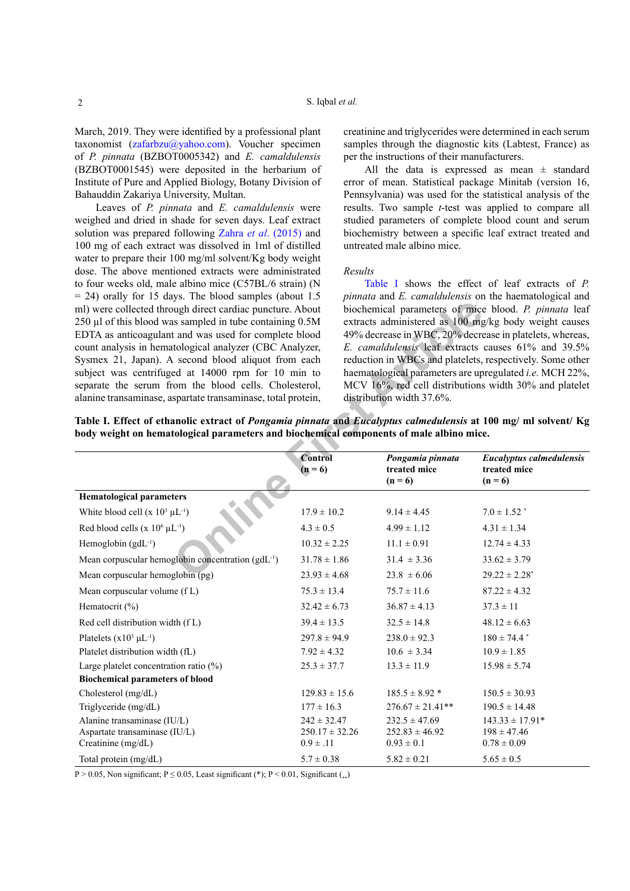March, 2019. They were identified by a professional plant taxonomist (zafarbzu@yahoo.com). Voucher specimen of *P. pinnata* (BZBOT0005342) and *E. camaldulensis* (BZBOT0001545) were deposited in the herbarium of Institute of Pure and Applied Biology, Botany Division of Bahauddin Zakariya University, Multan.

Leaves of *P. pinnata* and *E. camaldulensis* were weighed and dried in shade for seven days. Leaf extract solution was prepared following Zahra *et al*. (2015) and 100 mg of each extract was dissolved in 1ml of distilled water to prepare their 100 mg/ml solvent/Kg body weight dose. The above mentioned extracts were administrated to four weeks old, male albino mice (C57BL/6 strain) (N = 24) orally for 15 days. The blood samples (about 1.5 ml) were collected through direct cardiac puncture. About 250 µl of this blood was sampled in tube containing 0.5M EDTA as anticoagulant and was used for complete blood count analysis in hematological analyzer (CBC Analyzer, Sysmex 21, Japan). A second blood aliquot from each subject was centrifuged at 14000 rpm for 10 min to separate the serum from the blood cells. Cholesterol, alanine transaminase, aspartate transaminase, total protein, creatinine and triglycerides were determined in each serum samples through the diagnostic kits (Labtest, France) as per the instructions of their manufacturers.

All the data is expressed as mean ± standard error of mean. Statistical package Minitab (version 16, Pennsylvania) was used for the statistical analysis of the results. Two sample *t*-test was applied to compare all studied parameters of complete blood count and serum biochemistry between a specific leaf extract treated and untreated male albino mice.

### *Results*

Table I shows the effect of leaf extracts of *P. pinnata* and *E. camaldulensis* on the haematological and biochemical parameters of mice blood. *P. pinnata* leaf extracts administered as 100 mg/kg body weight causes 49% decrease in WBC, 20% decrease in platelets, whereas, *E. camaldulensis* leaf extracts causes 61% and 39.5% reduction in WBCs and platelets, respectively. Some other haematological parameters are upregulated *i.e.* MCH 22%, MCV 16%, red cell distributions width 30% and platelet distribution width 37.6%.

**Table I. Effect of ethanolic extract of *Pongamia pinnata* and *Eucalyptus calmedulensis* at 100 mg/ ml solvent/ Kg body weight on hematological parameters and biochemical components of male albino mice.**

| | Control (n = 6) | *Pongamia pinnata* treated mice (n = 6) | *Eucalyptus calmedulensis* treated mice (n = 6) |
|---|---|---|---|
| **Hematological parameters** | | | |
| White blood cell (x $10^3$ µL$^{-1}$) | 17.9 ± 10.2 | 9.14 ± 4.45 | 7.0 ± 1.52 * |
| Red blood cells (x $10^6$ µL$^{-1}$) | 4.3 ± 0.5 | 4.99 ± 1.12 | 4.31 ± 1.34 |
| Hemoglobin (gdL$^{-1}$) | 10.32 ± 2.25 | 11.1 ± 0.91 | 12.74 ± 4.33 |
| Mean corpuscular hemoglobin concentration (gdL$^{-1}$) | 31.78 ± 1.86 | 31.4 ± 3.36 | 33.62 ± 3.79 |
| Mean corpuscular hemoglobin (pg) | 23.93 ± 4.68 | 23.8 ± 6.06 | 29.22 ± 2.28* |
| Mean corpuscular volume (f L) | 75.3 ± 13.4 | 75.7 ± 11.6 | 87.22 ± 4.32 |
| Hematocrit (%) | 32.42 ± 6.73 | 36.87 ± 4.13 | 37.3 ± 11 |
| Red cell distribution width (f L) | 39.4 ± 13.5 | 32.5 ± 14.8 | 48.12 ± 6.63 |
| Platelets (x$10^3$ µL$^{-1}$) | 297.8 ± 94.9 | 238.0 ± 92.3 | 180 ± 74.4 * |
| Platelet distribution width (fL) | 7.92 ± 4.32 | 10.6 ± 3.34 | 10.9 ± 1.85 |
| Large platelet concentration ratio (%) | 25.3 ± 37.7 | 13.3 ± 11.9 | 15.98 ± 5.74 |
| **Biochemical parameters of blood** | | | |
| Cholesterol (mg/dL) | 129.83 ± 15.6 | 185.5 ± 8.92 * | 150.5 ± 30.93 |
| Triglyceride (mg/dL) | 177 ± 16.3 | 276.67 ± 21.41** | 190.5 ± 14.48 |
| Alanine transaminase (IU/L) | 242 ± 32.47 | 232.5 ± 47.69 | 143.33 ± 17.91* |
| Aspartate transaminase (IU/L) | 250.17 ± 32.26 | 252.83 ± 46.92 | 198 ± 47.46 |
| Creatinine (mg/dL) | 0.9 ± .11 | 0.93 ± 0.1 | 0.78 ± 0.09 |
| Total protein (mg/dL) | 5.7 ± 0.38 | 5.82 ± 0.21 | 5.65 ± 0.5 |

P > 0.05, Non significant; P ≤ 0.05, Least significant (*); P < 0.01, Significant (**)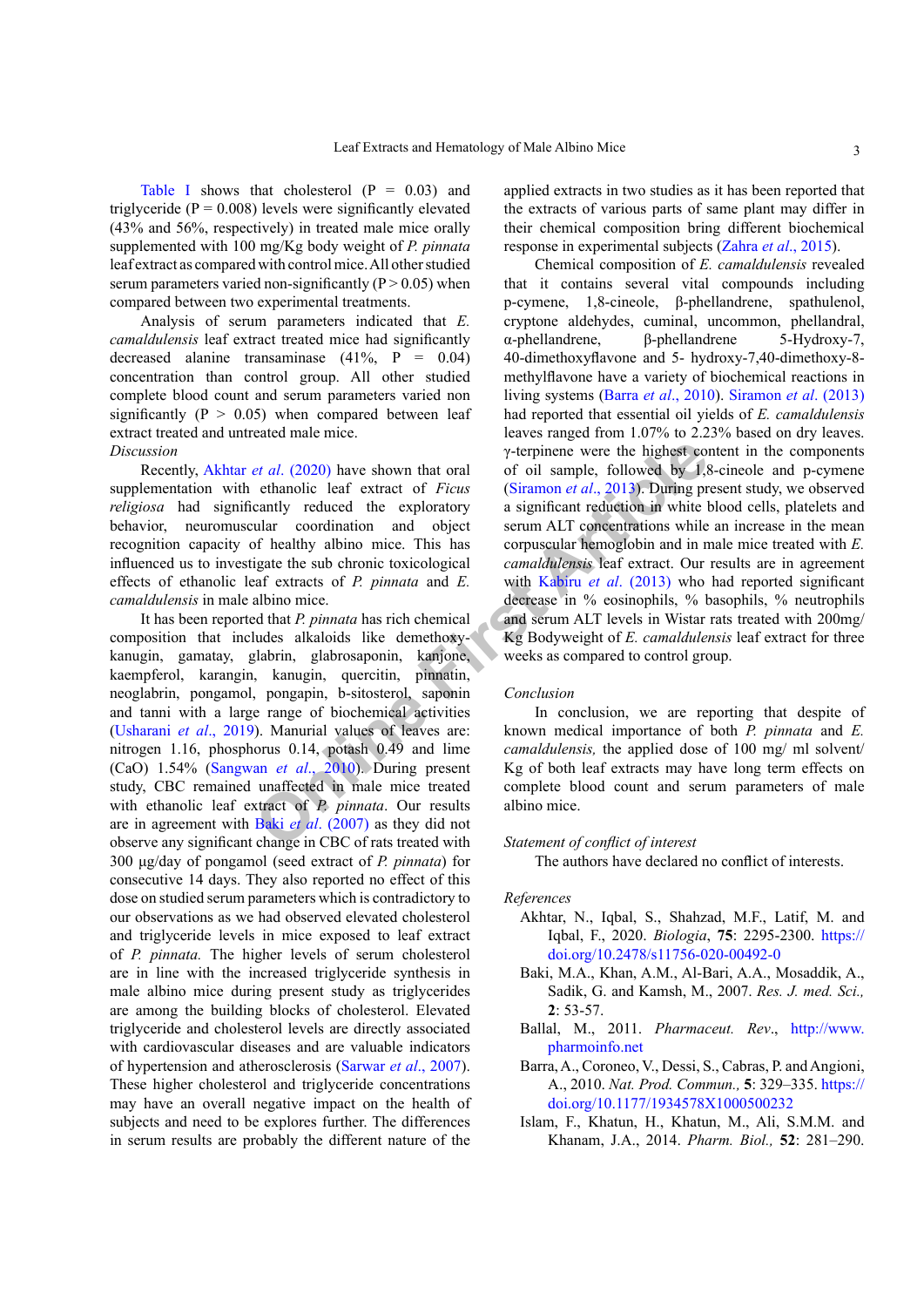Table I shows that cholesterol (P = 0.03) and triglyceride (P = 0.008) levels were significantly elevated (43% and 56%, respectively) in treated male mice orally supplemented with 100 mg/Kg body weight of *P. pinnata* leaf extract as compared with control mice. All other studied serum parameters varied non-significantly (P > 0.05) when compared between two experimental treatments.

Analysis of serum parameters indicated that *E. camaldulensis* leaf extract treated mice had significantly decreased alanine transaminase (41%, P = 0.04) concentration than control group. All other studied complete blood count and serum parameters varied non significantly (P > 0.05) when compared between leaf extract treated and untreated male mice.

*Discussion*

Recently, Akhtar *et al*. (2020) have shown that oral supplementation with ethanolic leaf extract of *Ficus religiosa* had significantly reduced the exploratory behavior, neuromuscular coordination and object recognition capacity of healthy albino mice. This has influenced us to investigate the sub chronic toxicological effects of ethanolic leaf extracts of *P. pinnata* and *E. camaldulensis* in male albino mice.

It has been reported that *P. pinnata* has rich chemical composition that includes alkaloids like demethoxy-kanugin, gamatay, glabrin, glabrosaponin, kanjone, kaempferol, karangin, kanugin, quercitin, pinnatin, neoglabrin, pongamol, pongapin, b-sitosterol, saponin and tanni with a large range of biochemical activities (Usharani *et al*., 2019). Manurial values of leaves are: nitrogen 1.16, phosphorus 0.14, potash 0.49 and lime (CaO) 1.54% (Sangwan *et al*., 2010). During present study, CBC remained unaffected in male mice treated with ethanolic leaf extract of *P. pinnata*. Our results are in agreement with Baki *et al*. (2007) as they did not observe any significant change in CBC of rats treated with 300 µg/day of pongamol (seed extract of *P. pinnata*) for consecutive 14 days. They also reported no effect of this dose on studied serum parameters which is contradictory to our observations as we had observed elevated cholesterol and triglyceride levels in mice exposed to leaf extract of *P. pinnata.* The higher levels of serum cholesterol are in line with the increased triglyceride synthesis in male albino mice during present study as triglycerides are among the building blocks of cholesterol. Elevated triglyceride and cholesterol levels are directly associated with cardiovascular diseases and are valuable indicators of hypertension and atherosclerosis (Sarwar *et al*., 2007). These higher cholesterol and triglyceride concentrations may have an overall negative impact on the health of subjects and need to be explores further. The differences in serum results are probably the different nature of the applied extracts in two studies as it has been reported that the extracts of various parts of same plant may differ in their chemical composition bring different biochemical response in experimental subjects (Zahra *et al*., 2015).

Chemical composition of *E. camaldulensis* revealed that it contains several vital compounds including p-cymene, 1,8-cineole, β-phellandrene, spathulenol, cryptone aldehydes, cuminal, uncommon, phellandral, α-phellandrene, β-phellandrene 5-Hydroxy-7, 40-dimethoxyflavone and 5- hydroxy-7,40-dimethoxy-8-methylflavone have a variety of biochemical reactions in living systems (Barra *et al*., 2010). Siramon *et al*. (2013) had reported that essential oil yields of *E. camaldulensis* leaves ranged from 1.07% to 2.23% based on dry leaves. γ-terpinene were the highest content in the components of oil sample, followed by 1,8-cineole and p-cymene (Siramon *et al*., 2013). During present study, we observed a significant reduction in white blood cells, platelets and serum ALT concentrations while an increase in the mean corpuscular hemoglobin and in male mice treated with *E. camaldulensis* leaf extract. Our results are in agreement with Kabiru *et al*. (2013) who had reported significant decrease in % eosinophils, % basophils, % neutrophils and serum ALT levels in Wistar rats treated with 200mg/Kg Bodyweight of *E. camaldulensis* leaf extract for three weeks as compared to control group.

*Conclusion*

In conclusion, we are reporting that despite of known medical importance of both *P. pinnata* and *E. camaldulensis,* the applied dose of 100 mg/ ml solvent/Kg of both leaf extracts may have long term effects on complete blood count and serum parameters of male albino mice.

*Statement of conflict of interest*

The authors have declared no conflict of interests.

*References*

Akhtar, N., Iqbal, S., Shahzad, M.F., Latif, M. and Iqbal, F., 2020. *Biologia*, **75**: 2295-2300. https://doi.org/10.2478/s11756-020-00492-0

Baki, M.A., Khan, A.M., Al-Bari, A.A., Mosaddik, A., Sadik, G. and Kamsh, M., 2007. *Res. J. med. Sci.*, **2**: 53-57.

Ballal, M., 2011. *Pharmaceut. Rev*., http://www.pharmoinfo.net

Barra, A., Coroneo, V., Dessi, S., Cabras, P. and Angioni, A., 2010. *Nat. Prod. Commun.*, **5**: 329–335. https://doi.org/10.1177/1934578X1000500232

Islam, F., Khatun, H., Khatun, M., Ali, S.M.M. and Khanam, J.A., 2014. *Pharm. Biol.,* **52**: 281–290.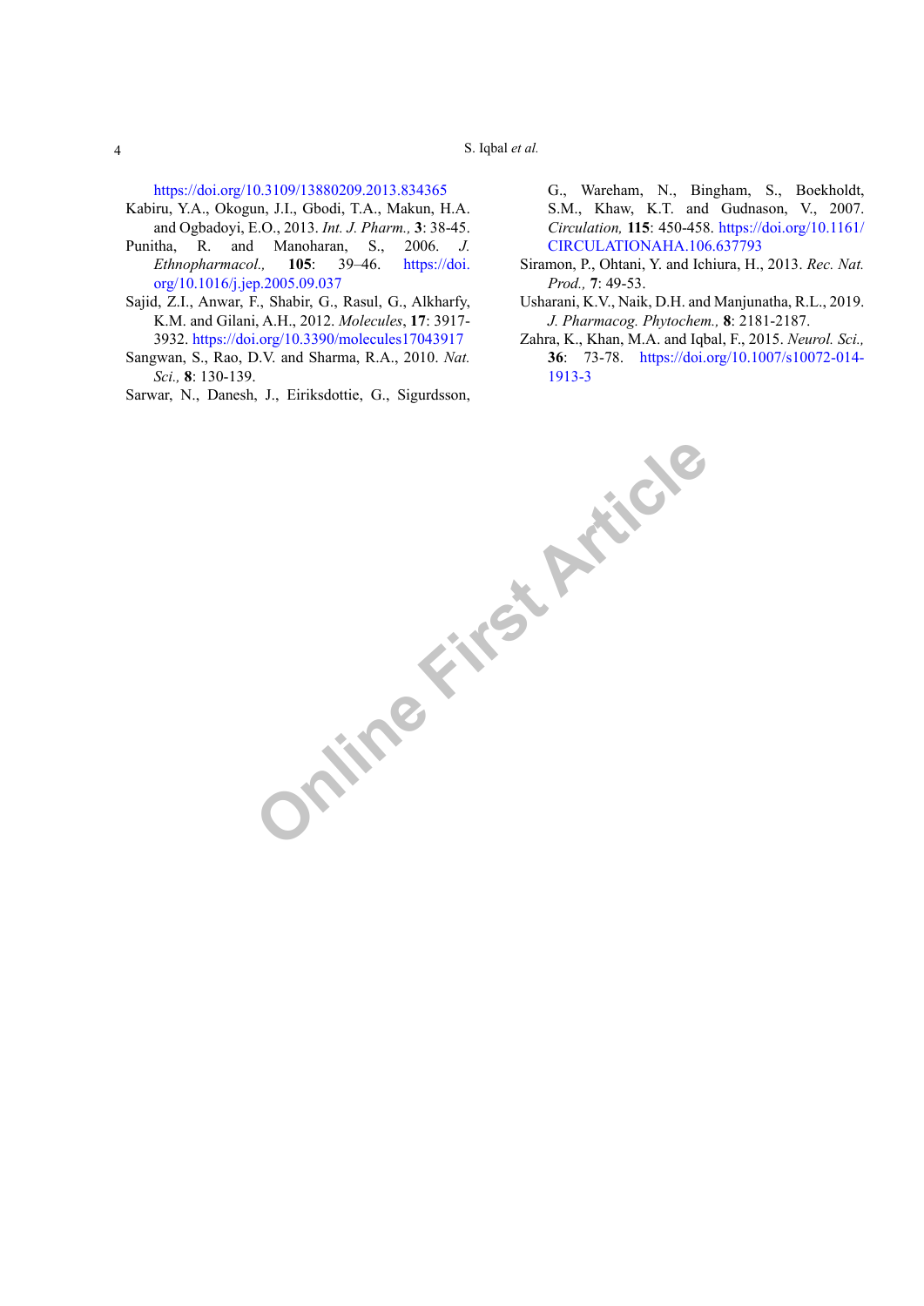https://doi.org/10.3109/13880209.2013.834365

Kabiru, Y.A., Okogun, J.I., Gbodi, T.A., Makun, H.A. and Ogbadoyi, E.O., 2013. *Int. J. Pharm.,* **3**: 38-45.

Punitha, R. and Manoharan, S., 2006. *J. Ethnopharmacol.,* **105**: 39–46. https://doi.org/10.1016/j.jep.2005.09.037

Sajid, Z.I., Anwar, F., Shabir, G., Rasul, G., Alkharfy, K.M. and Gilani, A.H., 2012. *Molecules*, **17**: 3917-3932. https://doi.org/10.3390/molecules17043917

Sangwan, S., Rao, D.V. and Sharma, R.A., 2010. *Nat. Sci.,* **8**: 130-139.

Sarwar, N., Danesh, J., Eiriksdottie, G., Sigurdsson, G., Wareham, N., Bingham, S., Boekholdt, S.M., Khaw, K.T. and Gudnason, V., 2007. *Circulation,* **115**: 450-458. https://doi.org/10.1161/CIRCULATIONAHA.106.637793

Siramon, P., Ohtani, Y. and Ichiura, H., 2013. *Rec. Nat. Prod.,* **7**: 49-53.

Usharani, K.V., Naik, D.H. and Manjunatha, R.L., 2019. *J. Pharmacog. Phytochem.,* **8**: 2181-2187.

Zahra, K., Khan, M.A. and Iqbal, F., 2015. *Neurol. Sci.,* **36**: 73-78. https://doi.org/10.1007/s10072-014-1913-3